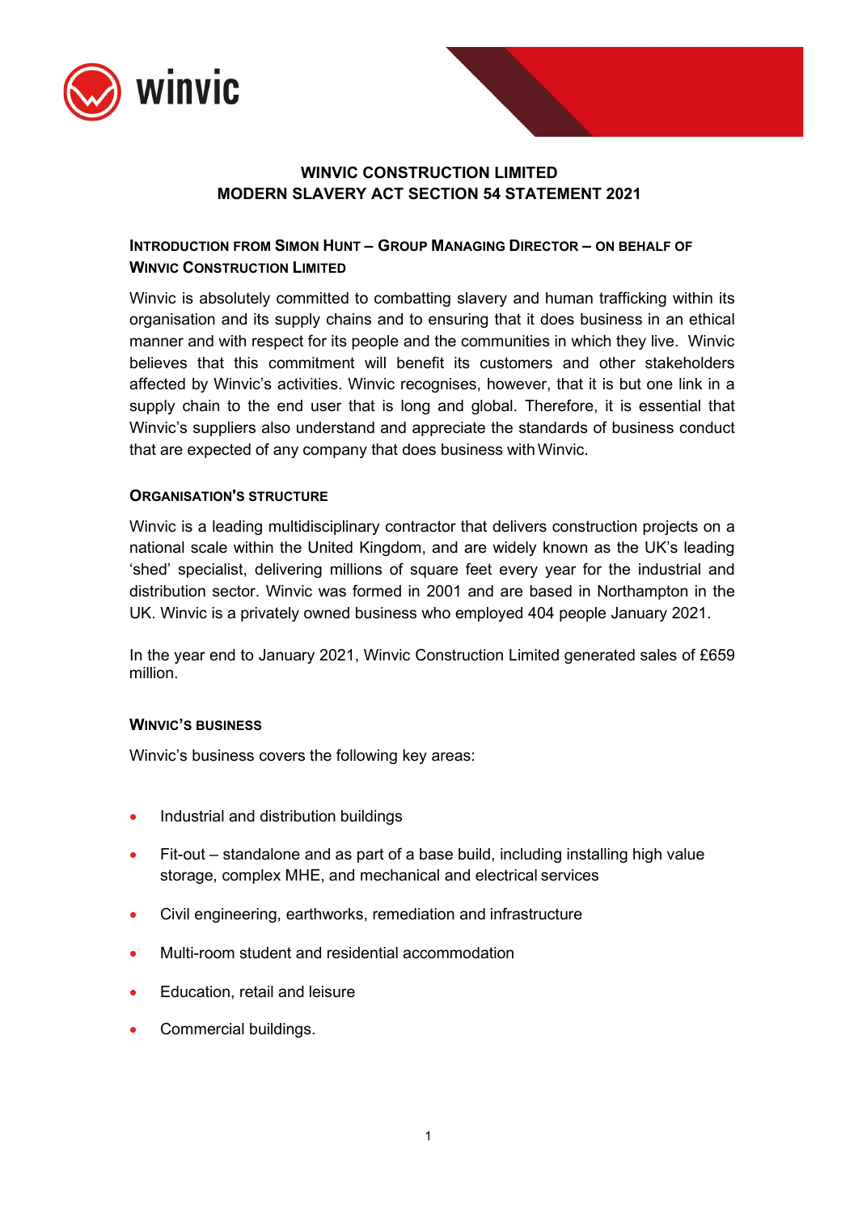# WINVIC CONSTRUCTION LIMITED
# MODERN SLAVERY ACT SECTION 54 STATEMENT 2021

## INTRODUCTION FROM SIMON HUNT – GROUP MANAGING DIRECTOR – ON BEHALF OF WINVIC CONSTRUCTION LIMITED

Winvic is absolutely committed to combatting slavery and human trafficking within its organisation and its supply chains and to ensuring that it does business in an ethical manner and with respect for its people and the communities in which they live. Winvic believes that this commitment will benefit its customers and other stakeholders affected by Winvic's activities. Winvic recognises, however, that it is but one link in a supply chain to the end user that is long and global. Therefore, it is essential that Winvic's suppliers also understand and appreciate the standards of business conduct that are expected of any company that does business with Winvic.

## ORGANISATION'S STRUCTURE

Winvic is a leading multidisciplinary contractor that delivers construction projects on a national scale within the United Kingdom, and are widely known as the UK's leading 'shed' specialist, delivering millions of square feet every year for the industrial and distribution sector. Winvic was formed in 2001 and are based in Northampton in the UK. Winvic is a privately owned business who employed 404 people January 2021.

In the year end to January 2021, Winvic Construction Limited generated sales of £659 million.

## WINVIC'S BUSINESS

Winvic's business covers the following key areas:

- Industrial and distribution buildings
- Fit-out – standalone and as part of a base build, including installing high value storage, complex MHE, and mechanical and electrical services
- Civil engineering, earthworks, remediation and infrastructure
- Multi-room student and residential accommodation
- Education, retail and leisure
- Commercial buildings.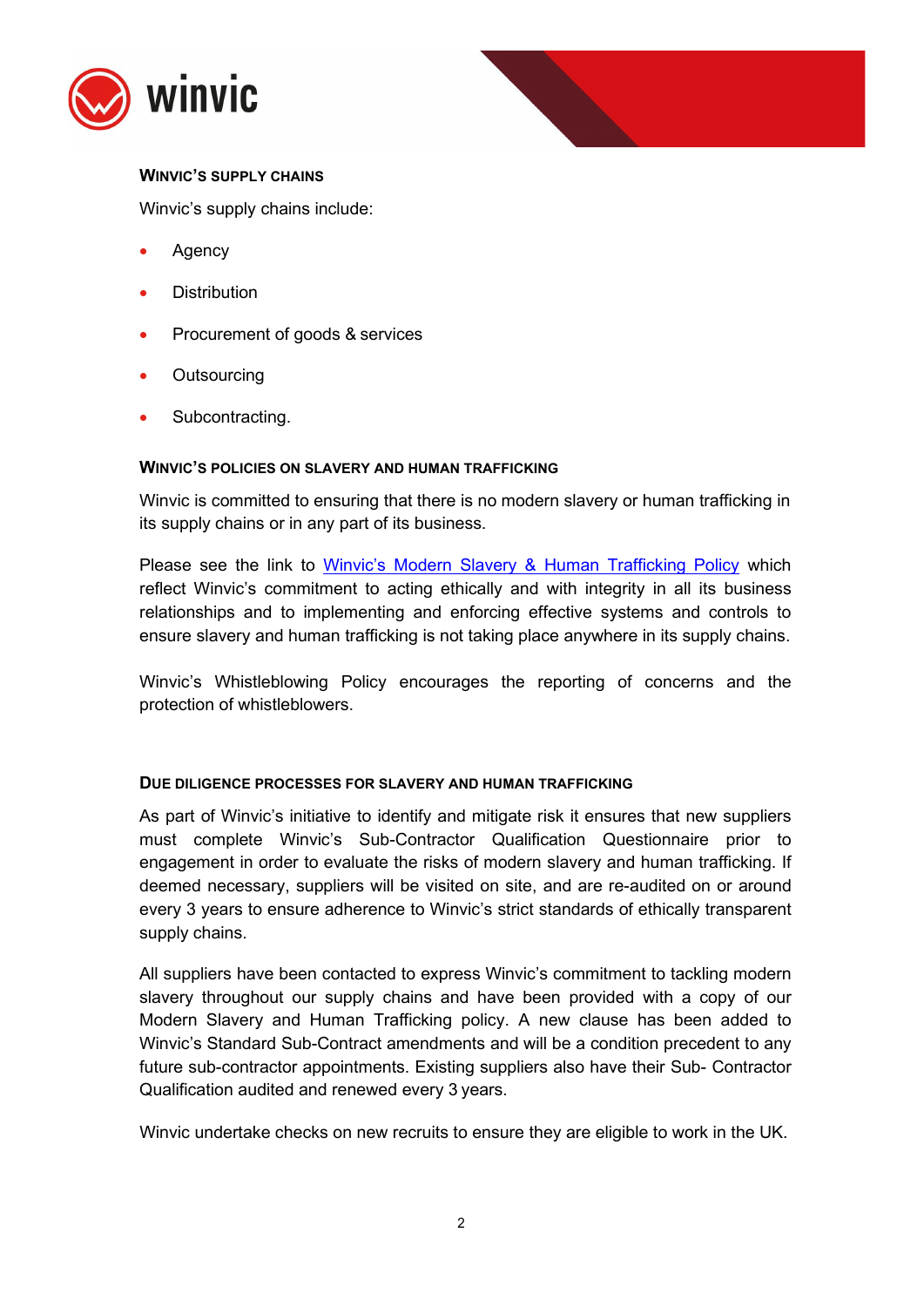## Winvic's Supply Chains

Winvic's supply chains include:

- Agency
- Distribution
- Procurement of goods & services
- Outsourcing
- Subcontracting.

## Winvic's Policies on Slavery and Human Trafficking

Winvic is committed to ensuring that there is no modern slavery or human trafficking in its supply chains or in any part of its business.

Please see the link to Winvic's Modern Slavery & Human Trafficking Policy which reflect Winvic's commitment to acting ethically and with integrity in all its business relationships and to implementing and enforcing effective systems and controls to ensure slavery and human trafficking is not taking place anywhere in its supply chains.

Winvic's Whistleblowing Policy encourages the reporting of concerns and the protection of whistleblowers.

## Due Diligence Processes for Slavery and Human Trafficking

As part of Winvic's initiative to identify and mitigate risk it ensures that new suppliers must complete Winvic's Sub-Contractor Qualification Questionnaire prior to engagement in order to evaluate the risks of modern slavery and human trafficking. If deemed necessary, suppliers will be visited on site, and are re-audited on or around every 3 years to ensure adherence to Winvic's strict standards of ethically transparent supply chains.

All suppliers have been contacted to express Winvic's commitment to tackling modern slavery throughout our supply chains and have been provided with a copy of our Modern Slavery and Human Trafficking policy. A new clause has been added to Winvic's Standard Sub-Contract amendments and will be a condition precedent to any future sub-contractor appointments. Existing suppliers also have their Sub- Contractor Qualification audited and renewed every 3 years.

Winvic undertake checks on new recruits to ensure they are eligible to work in the UK.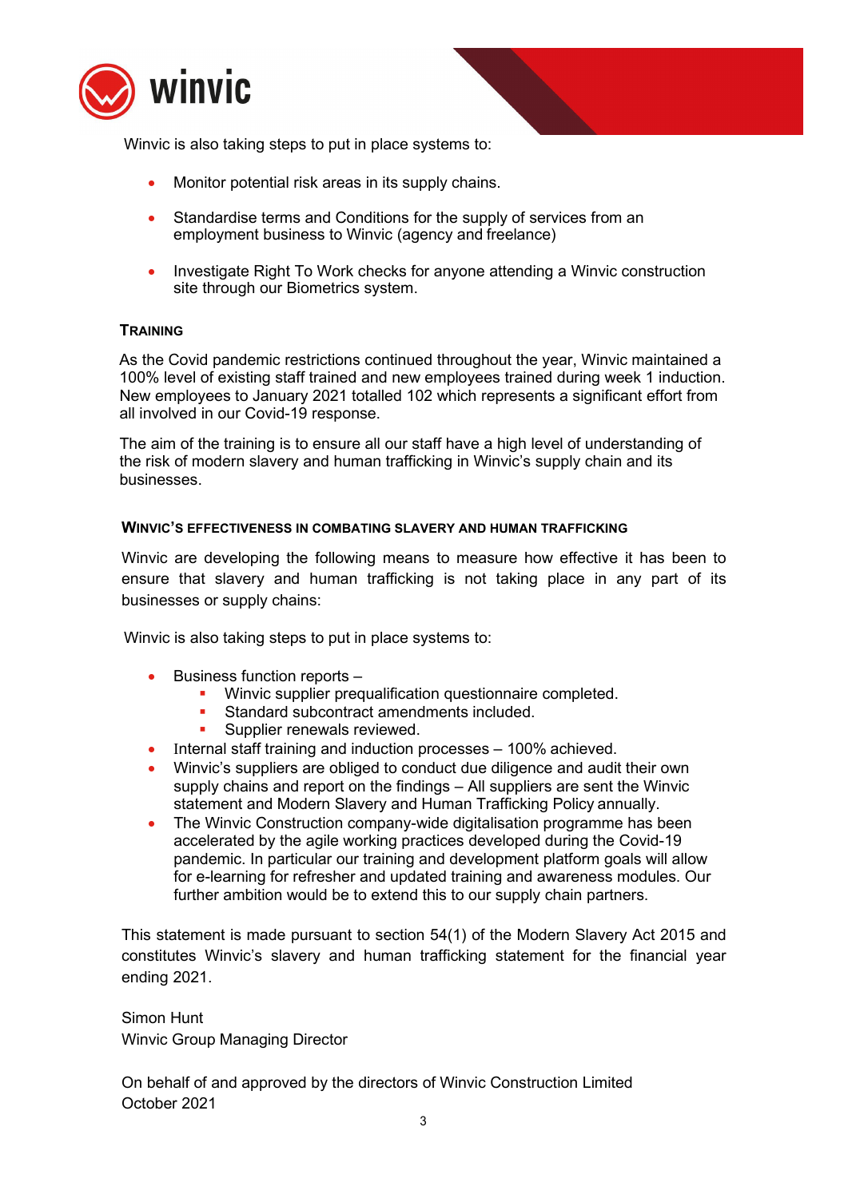Winvic is also taking steps to put in place systems to:

- Monitor potential risk areas in its supply chains.
- Standardise terms and Conditions for the supply of services from an employment business to Winvic (agency and freelance)
- Investigate Right To Work checks for anyone attending a Winvic construction site through our Biometrics system.

### TRAINING

As the Covid pandemic restrictions continued throughout the year, Winvic maintained a 100% level of existing staff trained and new employees trained during week 1 induction. New employees to January 2021 totalled 102 which represents a significant effort from all involved in our Covid-19 response.

The aim of the training is to ensure all our staff have a high level of understanding of the risk of modern slavery and human trafficking in Winvic's supply chain and its businesses.

### WINVIC'S EFFECTIVENESS IN COMBATING SLAVERY AND HUMAN TRAFFICKING

Winvic are developing the following means to measure how effective it has been to ensure that slavery and human trafficking is not taking place in any part of its businesses or supply chains:

Winvic is also taking steps to put in place systems to:

- Business function reports –
  - Winvic supplier prequalification questionnaire completed.
  - Standard subcontract amendments included.
  - Supplier renewals reviewed.
- Internal staff training and induction processes – 100% achieved.
- Winvic's suppliers are obliged to conduct due diligence and audit their own supply chains and report on the findings – All suppliers are sent the Winvic statement and Modern Slavery and Human Trafficking Policy annually.
- The Winvic Construction company-wide digitalisation programme has been accelerated by the agile working practices developed during the Covid-19 pandemic. In particular our training and development platform goals will allow for e-learning for refresher and updated training and awareness modules. Our further ambition would be to extend this to our supply chain partners.

This statement is made pursuant to section 54(1) of the Modern Slavery Act 2015 and constitutes Winvic's slavery and human trafficking statement for the financial year ending 2021.

Simon Hunt
Winvic Group Managing Director

On behalf of and approved by the directors of Winvic Construction Limited
October 2021